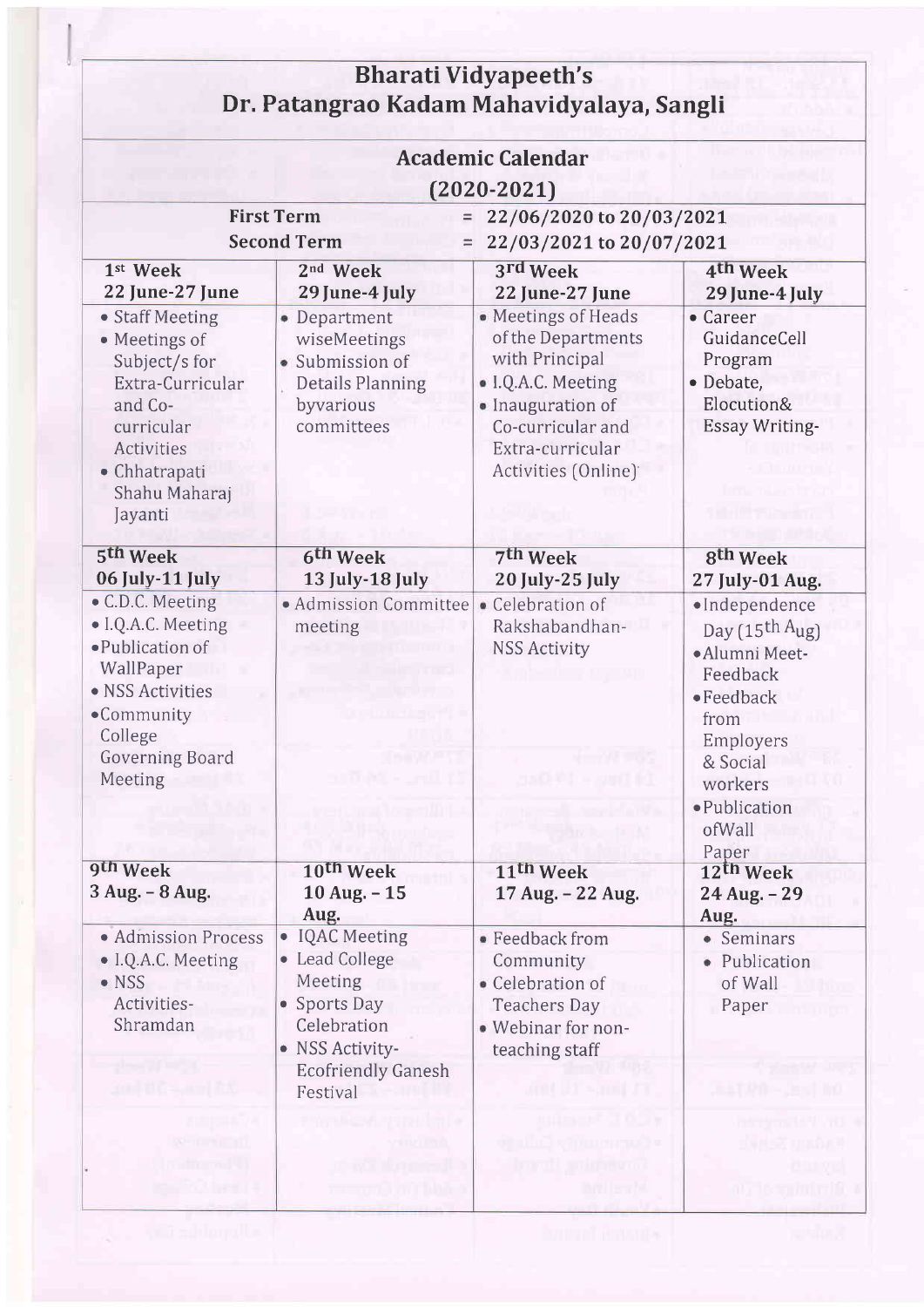# Bharati Vidyapeeth's
# Dr. Patangrao Kadam Mahavidyalaya, Sangli

## Academic Calendar
## (2020-2021)

First Term = 22/06/2020 to 20/03/2021
Second Term = 22/03/2021 to 20/07/2021

| 1st Week 22 June-27 June | 2nd Week 29 June-4 July | 3rd Week 22 June-27 June | 4th Week 29 June-4 July |
|---|---|---|---|
| • Staff Meeting<br>• Meetings of Subject/s for Extra-Curricular and Co-curricular Activities<br>• Chhatrapati Shahu Maharaj Jayanti | • Department wiseMeetings<br>• Submission of Details Planning byvarious committees | • Meetings of Heads of the Departments with Principal<br>• I.Q.A.C. Meeting<br>• Inauguration of Co-curricular and Extra-curricular Activities (Online) | • Career GuidanceCell Program<br>• Debate, Elocution& Essay Writing- |
| **5th Week 06 July-11 July** | **6th Week 13 July-18 July** | **7th Week 20 July-25 July** | **8th Week 27 July-01 Aug.** |
| • C.D.C. Meeting<br>• I.Q.A.C. Meeting<br>• Publication of WallPaper<br>• NSS Activities<br>• Community College Governing Board Meeting | • Admission Committee meeting | • Celebration of Rakshabandhan-NSS Activity | • Independence Day (15th Aug)<br>• Alumni Meet-Feedback<br>• Feedback from Employers & Social workers<br>• Publication ofWall Paper |
| **9th Week 3 Aug. - 8 Aug.** | **10th Week 10 Aug. - 15 Aug.** | **11th Week 17 Aug. - 22 Aug.** | **12th Week 24 Aug. - 29 Aug.** |
| • Admission Process<br>• I.Q.A.C. Meeting<br>• NSS Activities-Shramdan | • IQAC Meeting<br>• Lead College Meeting<br>• Sports Day Celebration<br>• NSS Activity-Ecofriendly Ganesh Festival | • Feedback from Community<br>• Celebration of Teachers Day<br>• Webinar for non-teaching staff | • Seminars<br>• Publication of Wall Paper |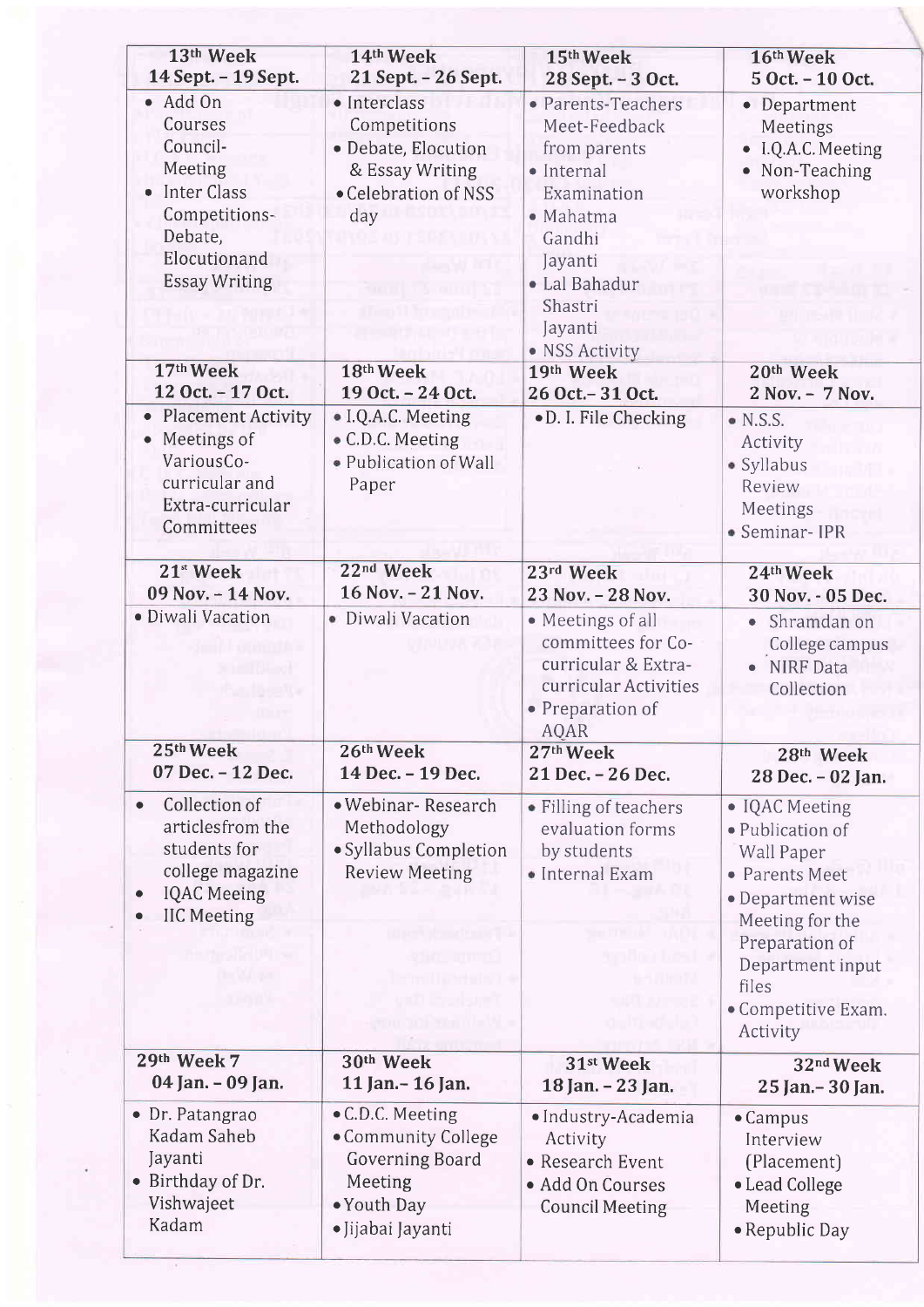| 13th Week 14 Sept. - 19 Sept. | 14th Week 21 Sept. - 26 Sept. | 15th Week 28 Sept. - 3 Oct. | 16th Week 5 Oct. - 10 Oct. |
|---|---|---|---|
| • Add On Courses Council- Meeting<br>• Inter Class Competitions- Debate, Elocutionand Essay Writing | • Interclass Competitions<br>• Debate, Elocution & Essay Writing<br>• Celebration of NSS day | • Parents-Teachers Meet-Feedback from parents<br>• Internal Examination<br>• Mahatma Gandhi Jayanti<br>• Lal Bahadur Shastri Jayanti<br>• NSS Activity | • Department Meetings<br>• I.Q.A.C. Meeting<br>• Non-Teaching workshop |
| **17th Week 12 Oct. - 17 Oct.** | **18th Week 19 Oct. - 24 Oct.** | **19th Week 26 Oct.- 31 Oct.** | **20th Week 2 Nov. - 7 Nov.** |
| • Placement Activity<br>• Meetings of VariousCo-curricular and Extra-curricular Committees | • I.Q.A.C. Meeting<br>• C.D.C. Meeting<br>• Publication of Wall Paper | • D. I. File Checking | • N.S.S. Activity<br>• Syllabus Review Meetings<br>• Seminar- IPR |
| **21st Week 09 Nov. - 14 Nov.** | **22nd Week 16 Nov. - 21 Nov.** | **23rd Week 23 Nov. - 28 Nov.** | **24th Week 30 Nov. - 05 Dec.** |
| • Diwali Vacation | • Diwali Vacation | • Meetings of all committees for Co-curricular & Extra-curricular Activities<br>• Preparation of AQAR | • Shramdan on College campus<br>• NIRF Data Collection |
| **25th Week 07 Dec. - 12 Dec.** | **26th Week 14 Dec. - 19 Dec.** | **27th Week 21 Dec. - 26 Dec.** | **28th Week 28 Dec. - 02 Jan.** |
| • Collection of articlesfrom the students for college magazine<br>• IQAC Meeing<br>• IIC Meeting | • Webinar- Research Methodology<br>• Syllabus Completion Review Meeting | • Filling of teachers evaluation forms by students<br>• Internal Exam | • IQAC Meeting<br>• Publication of Wall Paper<br>• Parents Meet<br>• Department wise Meeting for the Preparation of Department input files<br>• Competitive Exam. Activity |
| **29th Week 7 04 Jan. - 09 Jan.** | **30th Week 11 Jan.- 16 Jan.** | **31st Week 18 Jan. - 23 Jan.** | **32nd Week 25 Jan.- 30 Jan.** |
| • Dr. Patangrao Kadam Saheb Jayanti<br>• Birthday of Dr. Vishwajeet Kadam | • C.D.C. Meeting<br>• Community College Governing Board Meeting<br>• Youth Day<br>• Jijabai Jayanti | • Industry-Academia Activity<br>• Research Event<br>• Add On Courses Council Meeting | • Campus Interview (Placement)<br>• Lead College Meeting<br>• Republic Day |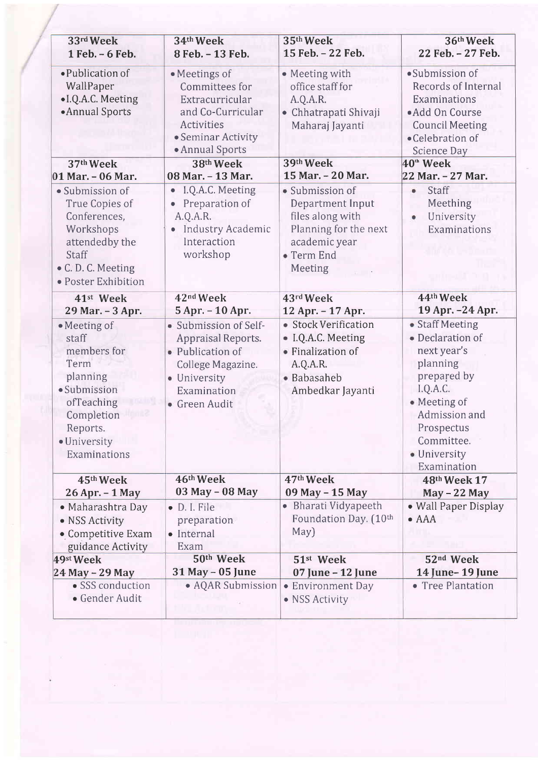| 33rd Week 1 Feb. - 6 Feb. | 34th Week 8 Feb. - 13 Feb. | 35th Week 15 Feb. - 22 Feb. | 36th Week 22 Feb. - 27 Feb. |
|---|---|---|---|
| • Publication of WallPaper<br>• I.Q.A.C. Meeting<br>• Annual Sports | • Meetings of Committees for Extracurricular and Co-Curricular Activities<br>• Seminar Activity<br>• Annual Sports | • Meeting with office staff for A.Q.A.R.<br>• Chhatrapati Shivaji Maharaj Jayanti | • Submission of Records of Internal Examinations<br>• Add On Course Council Meeting<br>• Celebration of Science Day |
| **37th Week 01 Mar. - 06 Mar.** | **38th Week 08 Mar. - 13 Mar.** | **39th Week 15 Mar. - 20 Mar.** | **40th Week 22 Mar. - 27 Mar.** |
| • Submission of True Copies of Conferences, Workshops attendedby the Staff<br>• C. D. C. Meeting<br>• Poster Exhibition | • I.Q.A.C. Meeting<br>• Preparation of A.Q.A.R.<br>• Industry Academic Interaction workshop | • Submission of Department Input files along with Planning for the next academic year<br>• Term End Meeting | • Staff Meething<br>• University Examinations |
| **41st Week 29 Mar. - 3 Apr.** | **42nd Week 5 Apr. - 10 Apr.** | **43rd Week 12 Apr. - 17 Apr.** | **44th Week 19 Apr. -24 Apr.** |
| • Meeting of staff members for Term planning<br>• Submission ofTeaching Completion Reports.<br>• University Examinations | • Submission of Self-Appraisal Reports.<br>• Publication of College Magazine.<br>• University Examination<br>• Green Audit | • Stock Verification<br>• I.Q.A.C. Meeting<br>• Finalization of A.Q.A.R.<br>• Babasaheb Ambedkar Jayanti | • Staff Meeting<br>• Declaration of next year's planning prepared by I.Q.A.C.<br>• Meeting of Admission and Prospectus Committee.<br>• University Examination |
| **45th Week 26 Apr. - 1 May** | **46th Week 03 May - 08 May** | **47th Week 09 May - 15 May** | **48th Week 17 May - 22 May** |
| • Maharashtra Day<br>• NSS Activity<br>• Competitive Exam guidance Activity | • D. I. File preparation<br>• Internal Exam | • Bharati Vidyapeeth Foundation Day. (10th May) | • Wall Paper Display<br>• AAA |
| **49st Week 24 May - 29 May** | **50th Week 31 May - 05 June** | **51st Week 07 June - 12 June** | **52nd Week 14 June- 19 June** |
| • SSS conduction<br>• Gender Audit | • AQAR Submission | • Environment Day<br>• NSS Activity | • Tree Plantation |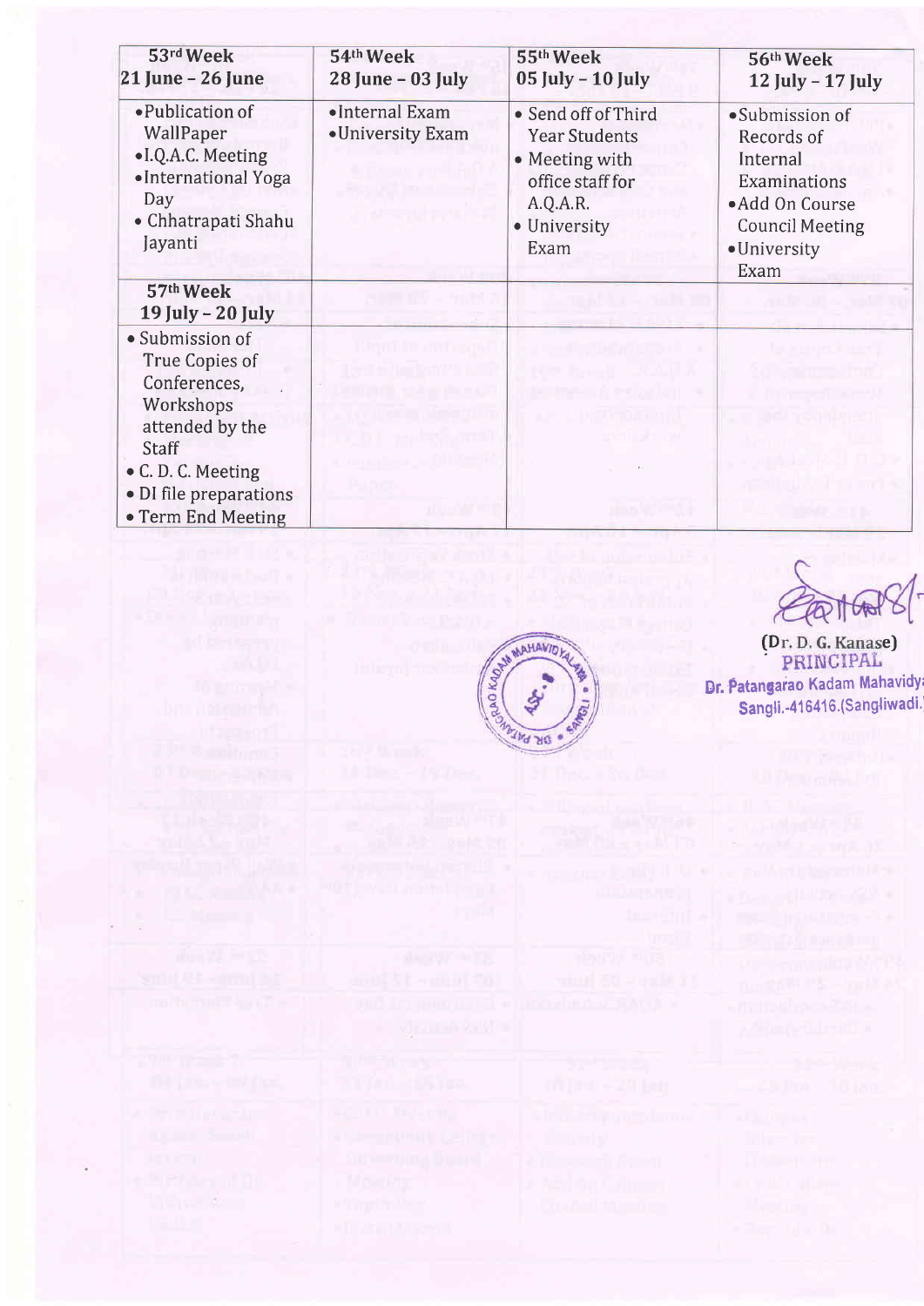| 53rd Week 21 June - 26 June | 54th Week 28 June - 03 July | 55th Week 05 July - 10 July | 56th Week 12 July - 17 July |
|---|---|---|---|
| • Publication of WallPaper<br>• I.Q.A.C. Meeting<br>• International Yoga Day<br>• Chhatrapati Shahu Jayanti | • Internal Exam<br>• University Exam | • Send off of Third Year Students<br>• Meeting with office staff for A.Q.A.R.<br>• University Exam | • Submission of Records of Internal Examinations<br>• Add On Course Council Meeting<br>• University Exam |
| **57th Week 19 July - 20 July** | | | |
| • Submission of True Copies of Conferences, Workshops attended by the Staff<br>• C. D. C. Meeting<br>• DI file preparations<br>• Term End Meeting | | | |

(Dr. D. G. Kanase)
PRINCIPAL
Dr. Patangarao Kadam Mahavidya
Sangli.-416416.(Sangliwadi.)